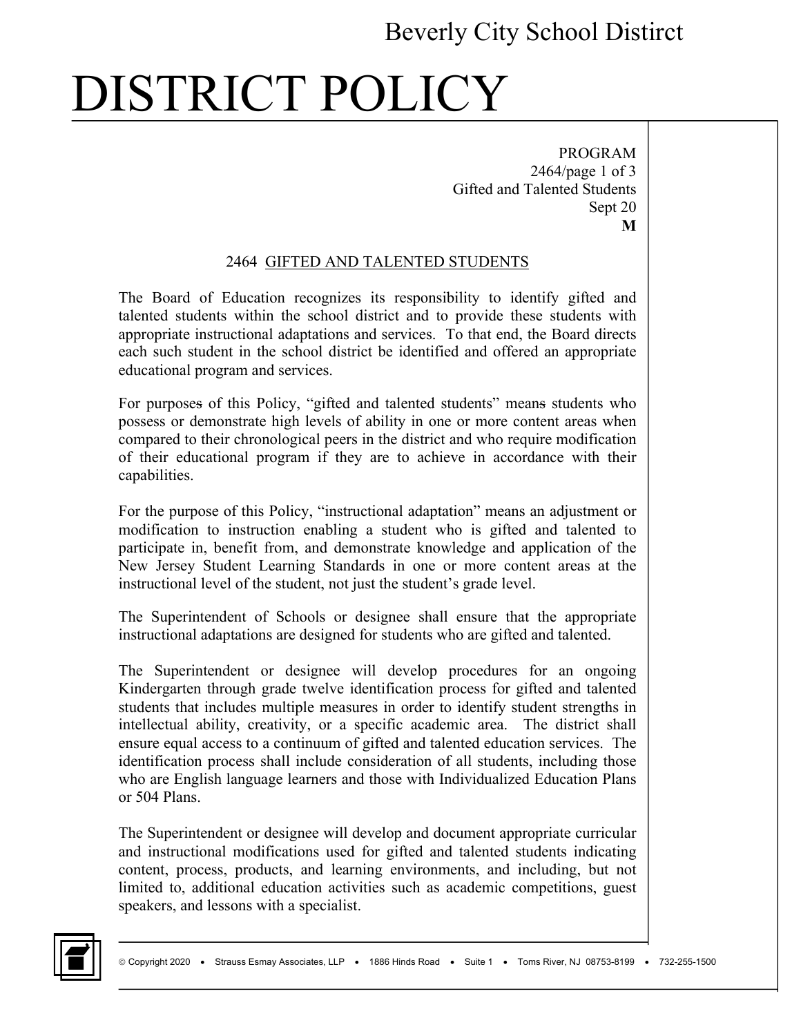# DISTRICT POLICY

PROGRAM
Gifted and Talented Students
Sept 20
**M**

## 2464 GIFTED AND TALENTED STUDENTS

The Board of Education recognizes its responsibility to identify gifted and talented students within the school district and to provide these students with appropriate instructional adaptations and services. To that end, the Board directs each such student in the school district be identified and offered an appropriate educational program and services.

For purposes of this Policy, "gifted and talented students" means students who possess or demonstrate high levels of ability in one or more content areas when compared to their chronological peers in the district and who require modification of their educational program if they are to achieve in accordance with their capabilities.

For the purpose of this Policy, "instructional adaptation" means an adjustment or modification to instruction enabling a student who is gifted and talented to participate in, benefit from, and demonstrate knowledge and application of the New Jersey Student Learning Standards in one or more content areas at the instructional level of the student, not just the student's grade level.

The Superintendent of Schools or designee shall ensure that the appropriate instructional adaptations are designed for students who are gifted and talented.

The Superintendent or designee will develop procedures for an ongoing Kindergarten through grade twelve identification process for gifted and talented students that includes multiple measures in order to identify student strengths in intellectual ability, creativity, or a specific academic area. The district shall ensure equal access to a continuum of gifted and talented education services. The identification process shall include consideration of all students, including those who are English language learners and those with Individualized Education Plans or 504 Plans.

The Superintendent or designee will develop and document appropriate curricular and instructional modifications used for gifted and talented students indicating content, process, products, and learning environments, and including, but not limited to, additional education activities such as academic competitions, guest speakers, and lessons with a specialist.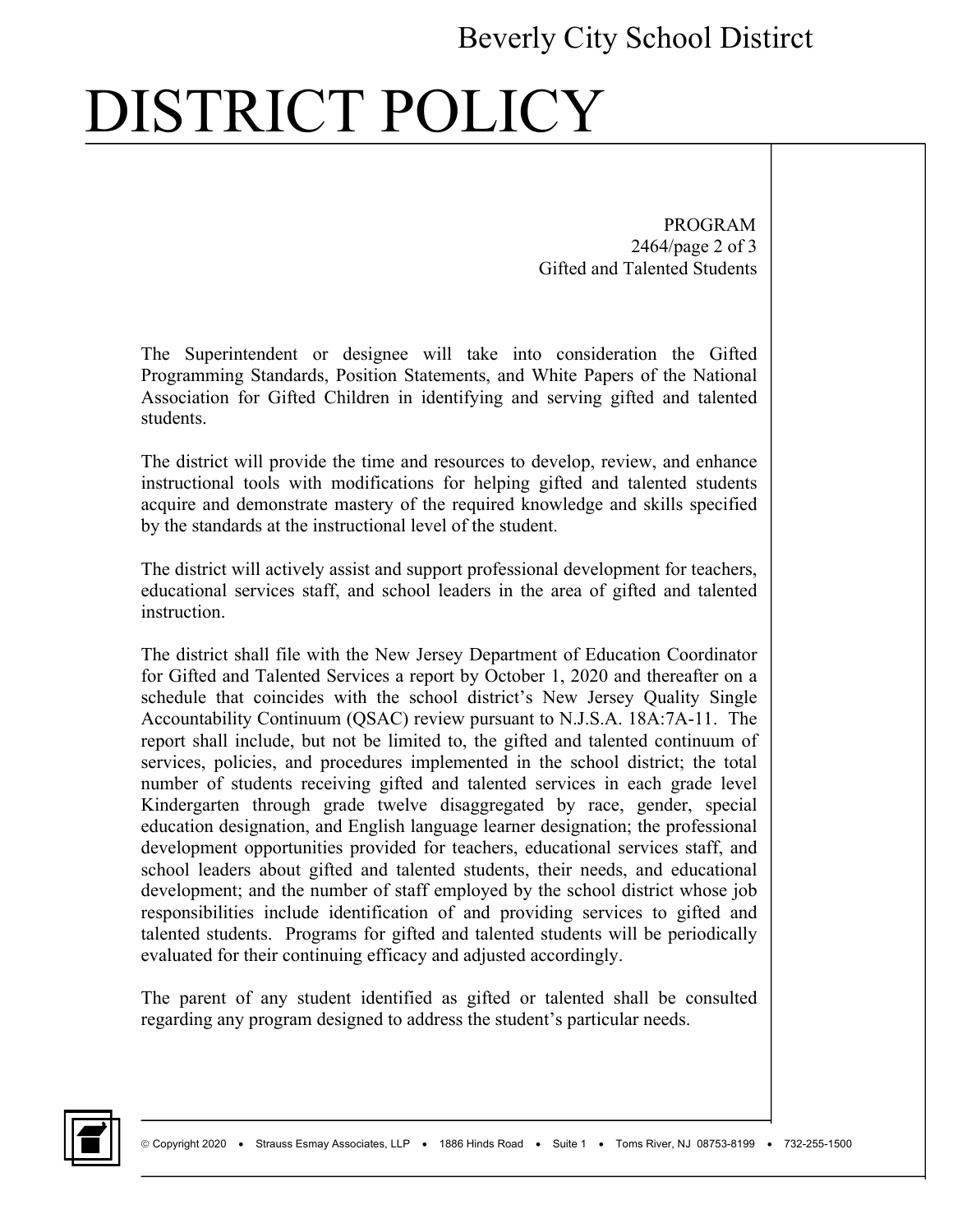The Superintendent or designee will take into consideration the Gifted Programming Standards, Position Statements, and White Papers of the National Association for Gifted Children in identifying and serving gifted and talented students.

The district will provide the time and resources to develop, review, and enhance instructional tools with modifications for helping gifted and talented students acquire and demonstrate mastery of the required knowledge and skills specified by the standards at the instructional level of the student.

The district will actively assist and support professional development for teachers, educational services staff, and school leaders in the area of gifted and talented instruction.

The district shall file with the New Jersey Department of Education Coordinator for Gifted and Talented Services a report by October 1, 2020 and thereafter on a schedule that coincides with the school district's New Jersey Quality Single Accountability Continuum (QSAC) review pursuant to N.J.S.A. 18A:7A-11. The report shall include, but not be limited to, the gifted and talented continuum of services, policies, and procedures implemented in the school district; the total number of students receiving gifted and talented services in each grade level Kindergarten through grade twelve disaggregated by race, gender, special education designation, and English language learner designation; the professional development opportunities provided for teachers, educational services staff, and school leaders about gifted and talented students, their needs, and educational development; and the number of staff employed by the school district whose job responsibilities include identification of and providing services to gifted and talented students. Programs for gifted and talented students will be periodically evaluated for their continuing efficacy and adjusted accordingly.

The parent of any student identified as gifted or talented shall be consulted regarding any program designed to address the student's particular needs.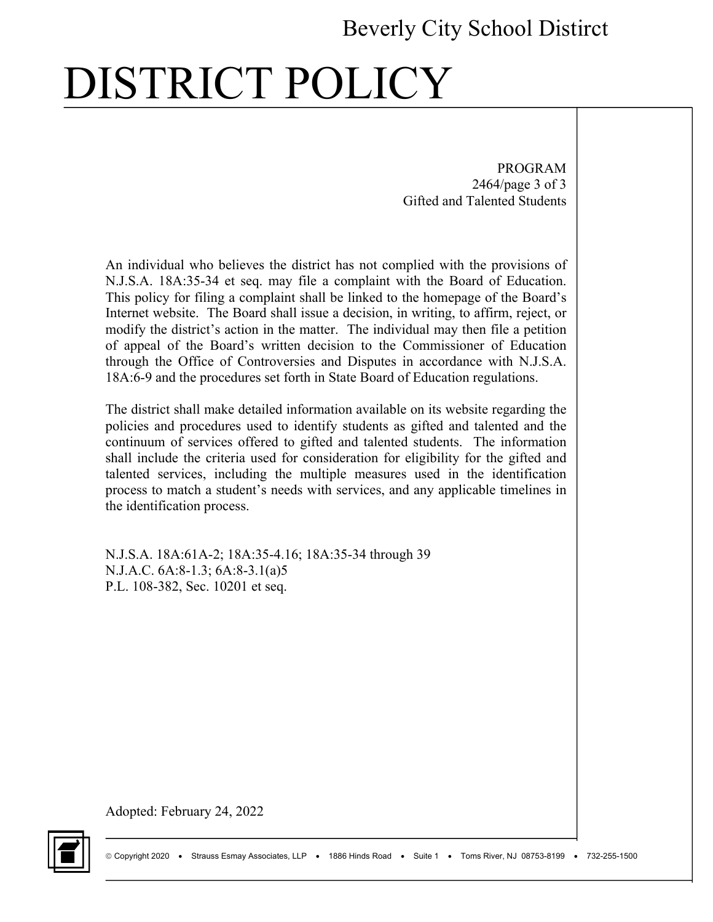An individual who believes the district has not complied with the provisions of N.J.S.A. 18A:35-34 et seq. may file a complaint with the Board of Education. This policy for filing a complaint shall be linked to the homepage of the Board's Internet website. The Board shall issue a decision, in writing, to affirm, reject, or modify the district's action in the matter. The individual may then file a petition of appeal of the Board's written decision to the Commissioner of Education through the Office of Controversies and Disputes in accordance with N.J.S.A. 18A:6-9 and the procedures set forth in State Board of Education regulations.

The district shall make detailed information available on its website regarding the policies and procedures used to identify students as gifted and talented and the continuum of services offered to gifted and talented students. The information shall include the criteria used for consideration for eligibility for the gifted and talented services, including the multiple measures used in the identification process to match a student's needs with services, and any applicable timelines in the identification process.

N.J.S.A. 18A:61A-2; 18A:35-4.16; 18A:35-34 through 39
N.J.A.C. 6A:8-1.3; 6A:8-3.1(a)5
P.L. 108-382, Sec. 10201 et seq.

Adopted: February 24, 2022